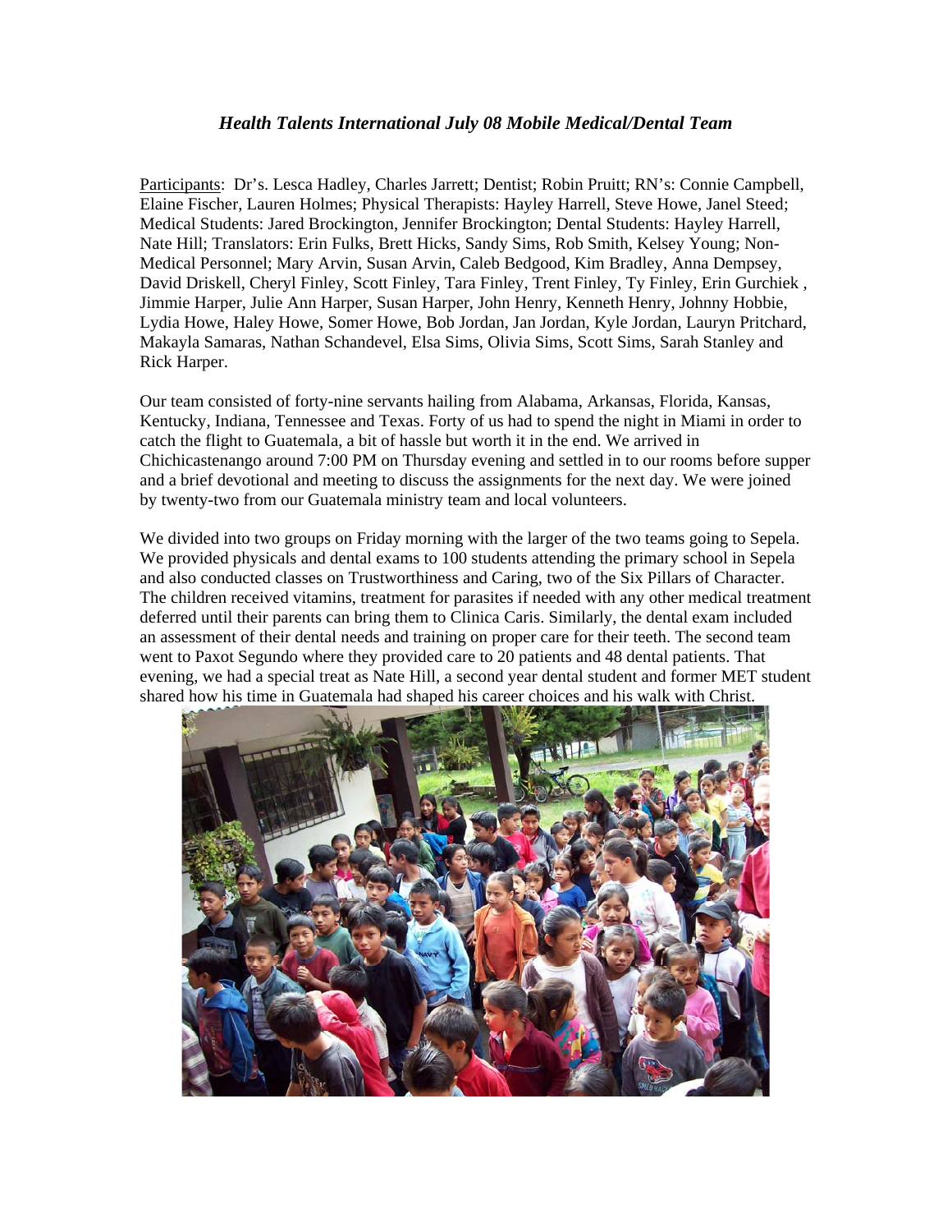***Health Talents International July 08 Mobile Medical/Dental Team***

Participants: Dr's. Lesca Hadley, Charles Jarrett; Dentist; Robin Pruitt; RN's: Connie Campbell, Elaine Fischer, Lauren Holmes; Physical Therapists: Hayley Harrell, Steve Howe, Janel Steed; Medical Students: Jared Brockington, Jennifer Brockington; Dental Students: Hayley Harrell, Nate Hill; Translators: Erin Fulks, Brett Hicks, Sandy Sims, Rob Smith, Kelsey Young; Non-Medical Personnel; Mary Arvin, Susan Arvin, Caleb Bedgood, Kim Bradley, Anna Dempsey, David Driskell, Cheryl Finley, Scott Finley, Tara Finley, Trent Finley, Ty Finley, Erin Gurchiek , Jimmie Harper, Julie Ann Harper, Susan Harper, John Henry, Kenneth Henry, Johnny Hobbie, Lydia Howe, Haley Howe, Somer Howe, Bob Jordan, Jan Jordan, Kyle Jordan, Lauryn Pritchard, Makayla Samaras, Nathan Schandevel, Elsa Sims, Olivia Sims, Scott Sims, Sarah Stanley and Rick Harper.

Our team consisted of forty-nine servants hailing from Alabama, Arkansas, Florida, Kansas, Kentucky, Indiana, Tennessee and Texas. Forty of us had to spend the night in Miami in order to catch the flight to Guatemala, a bit of hassle but worth it in the end. We arrived in Chichicastenango around 7:00 PM on Thursday evening and settled in to our rooms before supper and a brief devotional and meeting to discuss the assignments for the next day. We were joined by twenty-two from our Guatemala ministry team and local volunteers.

We divided into two groups on Friday morning with the larger of the two teams going to Sepela. We provided physicals and dental exams to 100 students attending the primary school in Sepela and also conducted classes on Trustworthiness and Caring, two of the Six Pillars of Character. The children received vitamins, treatment for parasites if needed with any other medical treatment deferred until their parents can bring them to Clinica Caris. Similarly, the dental exam included an assessment of their dental needs and training on proper care for their teeth. The second team went to Paxot Segundo where they provided care to 20 patients and 48 dental patients. That evening, we had a special treat as Nate Hill, a second year dental student and former MET student shared how his time in Guatemala had shaped his career choices and his walk with Christ.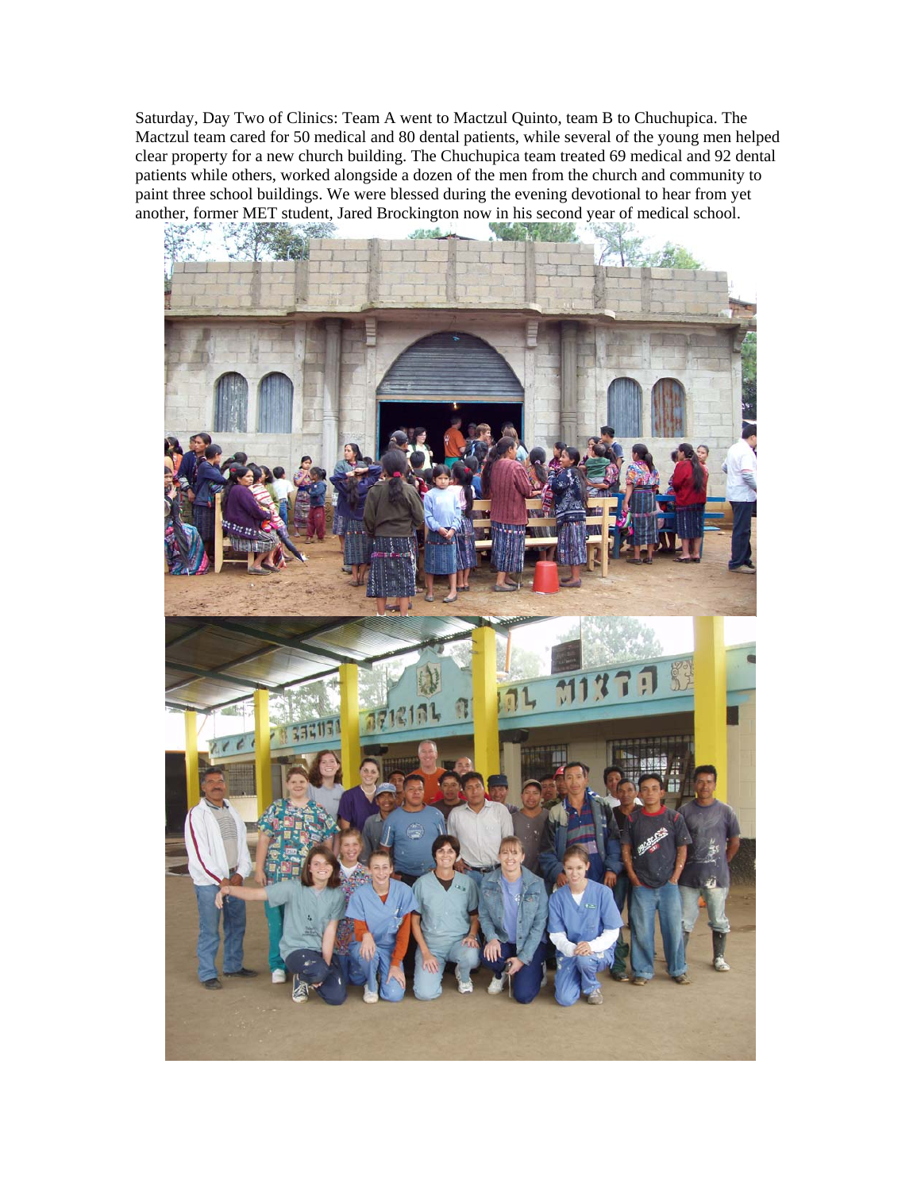Saturday, Day Two of Clinics: Team A went to Mactzul Quinto, team B to Chuchupica. The Mactzul team cared for 50 medical and 80 dental patients, while several of the young men helped clear property for a new church building. The Chuchupica team treated 69 medical and 92 dental patients while others, worked alongside a dozen of the men from the church and community to paint three school buildings. We were blessed during the evening devotional to hear from yet another, former MET student, Jared Brockington now in his second year of medical school.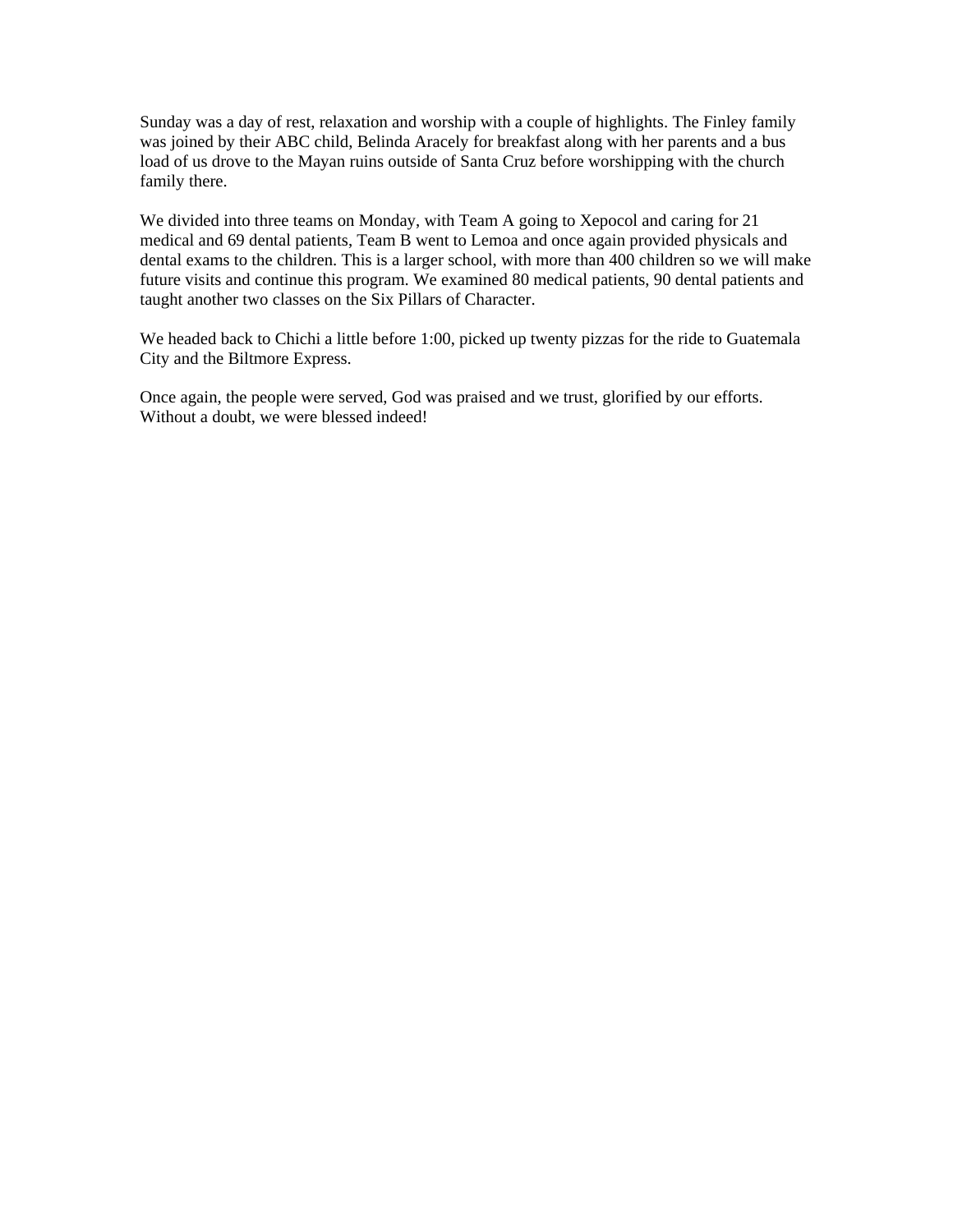Sunday was a day of rest, relaxation and worship with a couple of highlights. The Finley family was joined by their ABC child, Belinda Aracely for breakfast along with her parents and a bus load of us drove to the Mayan ruins outside of Santa Cruz before worshipping with the church family there.

We divided into three teams on Monday, with Team A going to Xepocol and caring for 21 medical and 69 dental patients, Team B went to Lemoa and once again provided physicals and dental exams to the children. This is a larger school, with more than 400 children so we will make future visits and continue this program. We examined 80 medical patients, 90 dental patients and taught another two classes on the Six Pillars of Character.

We headed back to Chichi a little before 1:00, picked up twenty pizzas for the ride to Guatemala City and the Biltmore Express.

Once again, the people were served, God was praised and we trust, glorified by our efforts. Without a doubt, we were blessed indeed!